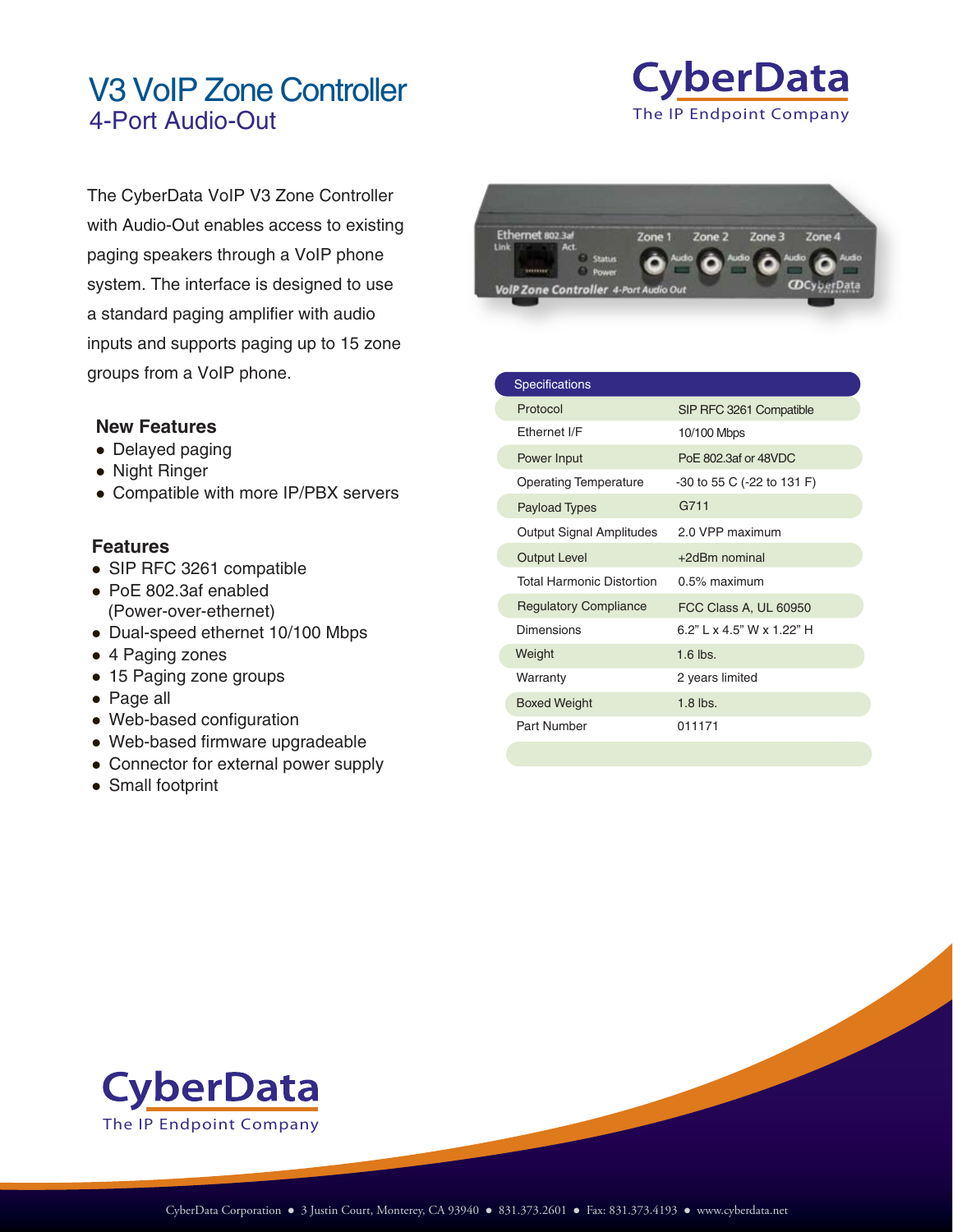# V3 VoIP Zone Controller
## 4-Port Audio-Out

CyberData
The IP Endpoint Company

The CyberData VoIP V3 Zone Controller with Audio-Out enables access to existing paging speakers through a VoIP phone system. The interface is designed to use a standard paging amplifier with audio inputs and supports paging up to 15 zone groups from a VoIP phone.

### New Features

- Delayed paging
- Night Ringer
- Compatible with more IP/PBX servers

### Features

- SIP RFC 3261 compatible
- PoE 802.3af enabled (Power-over-ethernet)
- Dual-speed ethernet 10/100 Mbps
- 4 Paging zones
- 15 Paging zone groups
- Page all
- Web-based configuration
- Web-based firmware upgradeable
- Connector for external power supply
- Small footprint

| Specifications | |
|---|---|
| Protocol | SIP RFC 3261 Compatible |
| Ethernet I/F | 10/100 Mbps |
| Power Input | PoE 802.3af or 48VDC |
| Operating Temperature | -30 to 55 C (-22 to 131 F) |
| Payload Types | G711 |
| Output Signal Amplitudes | 2.0 VPP maximum |
| Output Level | +2dBm nominal |
| Total Harmonic Distortion | 0.5% maximum |
| Regulatory Compliance | FCC Class A, UL 60950 |
| Dimensions | 6.2" L x 4.5" W x 1.22" H |
| Weight | 1.6 lbs. |
| Warranty | 2 years limited |
| Boxed Weight | 1.8 lbs. |
| Part Number | 011171 |

CyberData
The IP Endpoint Company

CyberData Corporation ● 3 Justin Court, Monterey, CA 93940 ● 831.373.2601 ● Fax: 831.373.4193 ● www.cyberdata.net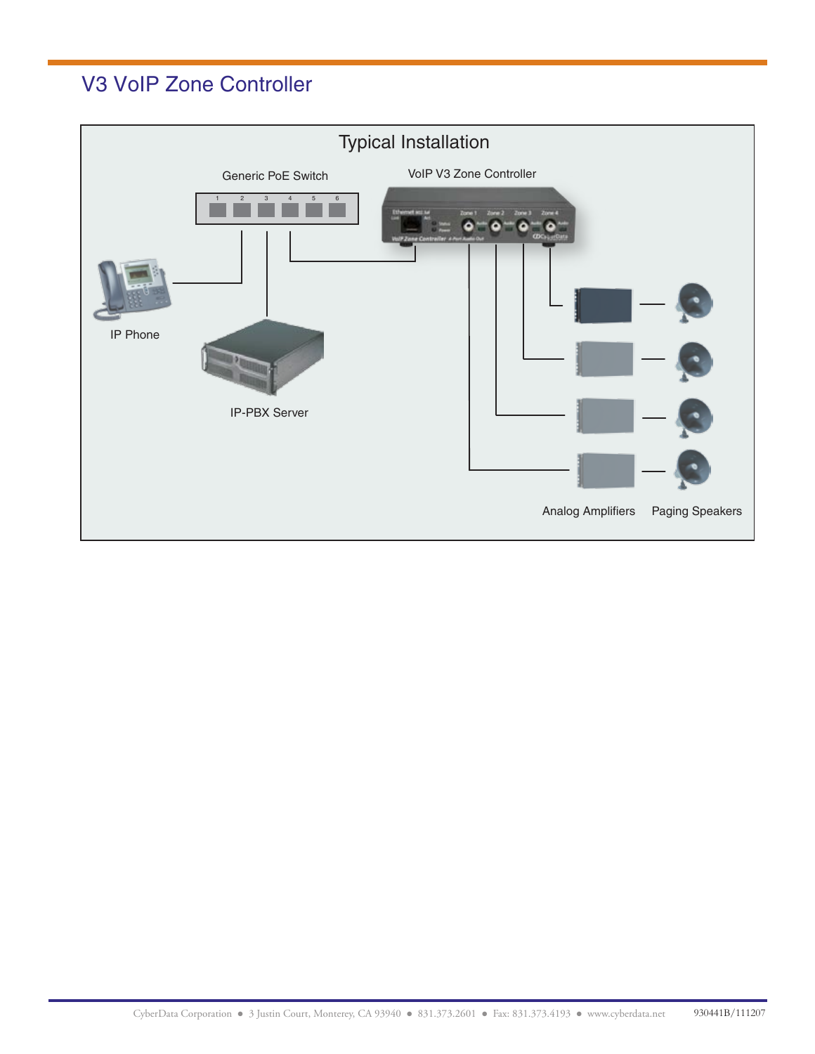# V3 VoIP Zone Controller

Typical Installation

Generic PoE Switch

1 2 3 4 5 6

VoIP V3 Zone Controller

IP Phone

IP-PBX Server

Analog Amplifiers

Paging Speakers